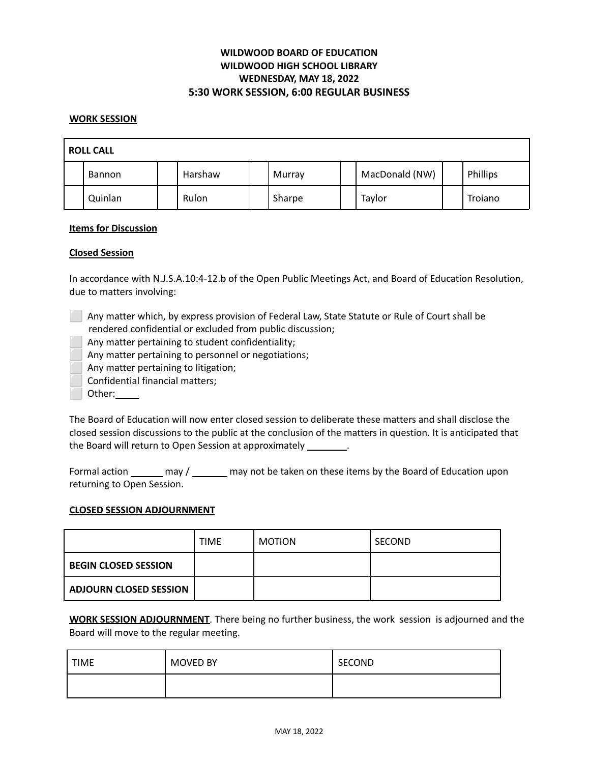**WILDWOOD BOARD OF EDUCATION**
**WILDWOOD HIGH SCHOOL LIBRARY**
**WEDNESDAY, MAY 18, 2022**
**5:30 WORK SESSION, 6:00 REGULAR BUSINESS**

**WORK SESSION**

| ROLL CALL | | | | | | | | | |
|---|---|---|---|---|---|---|---|---|---|
| | Bannon | | Harshaw | | Murray | | MacDonald (NW) | | Phillips |
| | Quinlan | | Rulon | | Sharpe | | Taylor | | Troiano |

**Items for Discussion**

**Closed Session**

In accordance with N.J.S.A.10:4-12.b of the Open Public Meetings Act, and Board of Education Resolution, due to matters involving:

- ⬜ Any matter which, by express provision of Federal Law, State Statute or Rule of Court shall be rendered confidential or excluded from public discussion;
- ⬜ Any matter pertaining to student confidentiality;
- ⬜ Any matter pertaining to personnel or negotiations;
- ⬜ Any matter pertaining to litigation;
- ⬜ Confidential financial matters;
- ⬜ Other:_____

The Board of Education will now enter closed session to deliberate these matters and shall disclose the closed session discussions to the public at the conclusion of the matters in question. It is anticipated that the Board will return to Open Session at approximately ________.

Formal action ______ may / _______ may not be taken on these items by the Board of Education upon returning to Open Session.

**CLOSED SESSION ADJOURNMENT**

| | TIME | MOTION | SECOND |
|---|---|---|---|
| **BEGIN CLOSED SESSION** | | | |
| **ADJOURN CLOSED SESSION** | | | |

**WORK SESSION ADJOURNMENT**. There being no further business, the work session is adjourned and the Board will move to the regular meeting.

| TIME | MOVED BY | SECOND |
|---|---|---|
| | | |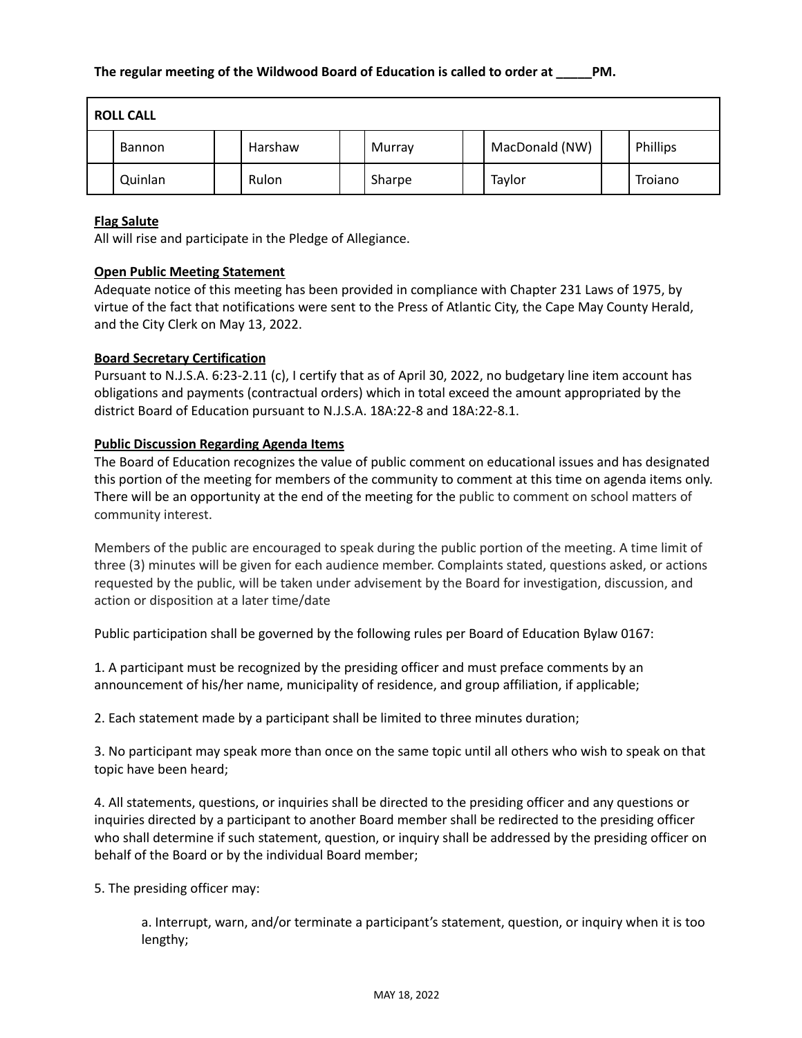**The regular meeting of the Wildwood Board of Education is called to order at _____PM.**

| ROLL CALL | | | | | | | | | |
|---|---|---|---|---|---|---|---|---|---|
| | Bannon | | Harshaw | | Murray | | MacDonald (NW) | | Phillips |
| | Quinlan | | Rulon | | Sharpe | | Taylor | | Troiano |

**Flag Salute**

All will rise and participate in the Pledge of Allegiance.

**Open Public Meeting Statement**

Adequate notice of this meeting has been provided in compliance with Chapter 231 Laws of 1975, by virtue of the fact that notifications were sent to the Press of Atlantic City, the Cape May County Herald, and the City Clerk on May 13, 2022.

**Board Secretary Certification**

Pursuant to N.J.S.A. 6:23-2.11 (c), I certify that as of April 30, 2022, no budgetary line item account has obligations and payments (contractual orders) which in total exceed the amount appropriated by the district Board of Education pursuant to N.J.S.A. 18A:22-8 and 18A:22-8.1.

**Public Discussion Regarding Agenda Items**

The Board of Education recognizes the value of public comment on educational issues and has designated this portion of the meeting for members of the community to comment at this time on agenda items only. There will be an opportunity at the end of the meeting for the public to comment on school matters of community interest.

Members of the public are encouraged to speak during the public portion of the meeting. A time limit of three (3) minutes will be given for each audience member. Complaints stated, questions asked, or actions requested by the public, will be taken under advisement by the Board for investigation, discussion, and action or disposition at a later time/date

Public participation shall be governed by the following rules per Board of Education Bylaw 0167:

1. A participant must be recognized by the presiding officer and must preface comments by an announcement of his/her name, municipality of residence, and group affiliation, if applicable;

2. Each statement made by a participant shall be limited to three minutes duration;

3. No participant may speak more than once on the same topic until all others who wish to speak on that topic have been heard;

4. All statements, questions, or inquiries shall be directed to the presiding officer and any questions or inquiries directed by a participant to another Board member shall be redirected to the presiding officer who shall determine if such statement, question, or inquiry shall be addressed by the presiding officer on behalf of the Board or by the individual Board member;

5. The presiding officer may:

   a. Interrupt, warn, and/or terminate a participant's statement, question, or inquiry when it is too lengthy;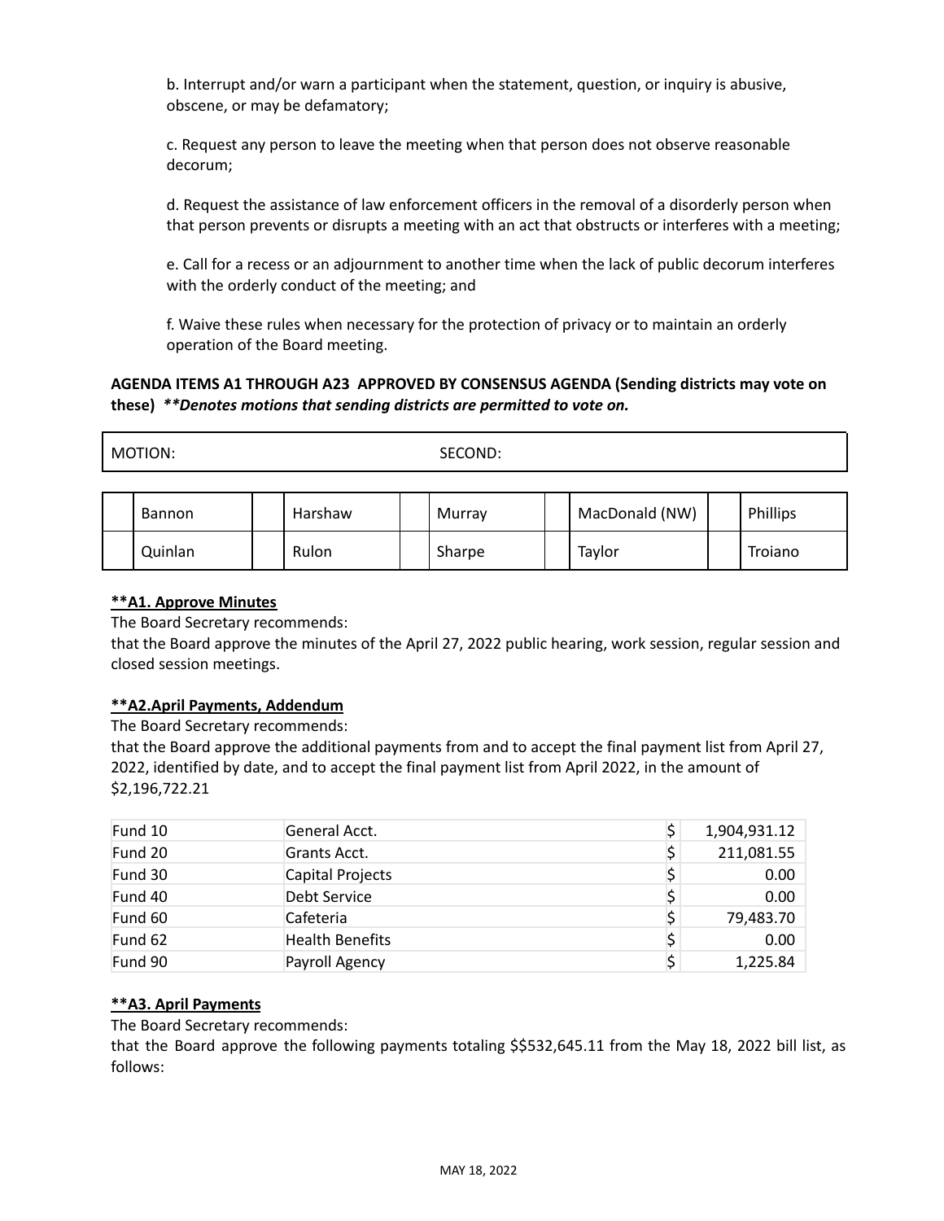b. Interrupt and/or warn a participant when the statement, question, or inquiry is abusive, obscene, or may be defamatory;

c. Request any person to leave the meeting when that person does not observe reasonable decorum;

d. Request the assistance of law enforcement officers in the removal of a disorderly person when that person prevents or disrupts a meeting with an act that obstructs or interferes with a meeting;

e. Call for a recess or an adjournment to another time when the lack of public decorum interferes with the orderly conduct of the meeting; and

f. Waive these rules when necessary for the protection of privacy or to maintain an orderly operation of the Board meeting.

**AGENDA ITEMS A1 THROUGH A23 APPROVED BY CONSENSUS AGENDA (Sending districts may vote on these)** ***\*\*Denotes motions that sending districts are permitted to vote on.***

| MOTION: | SECOND: |
|---|---|

| | | | | | | | | | |
|---|---|---|---|---|---|---|---|---|---|
| | Bannon | | Harshaw | | Murray | | MacDonald (NW) | | Phillips |
| | Quinlan | | Rulon | | Sharpe | | Taylor | | Troiano |

**<u>\*\*A1. Approve Minutes</u>**

The Board Secretary recommends:

that the Board approve the minutes of the April 27, 2022 public hearing, work session, regular session and closed session meetings.

**<u>\*\*A2.April Payments, Addendum</u>**

The Board Secretary recommends:

that the Board approve the additional payments from and to accept the final payment list from April 27, 2022, identified by date, and to accept the final payment list from April 2022, in the amount of $2,196,722.21

| | | | |
|---|---|---|---|
| Fund 10 | General Acct. | $ | 1,904,931.12 |
| Fund 20 | Grants Acct. | $ | 211,081.55 |
| Fund 30 | Capital Projects | $ | 0.00 |
| Fund 40 | Debt Service | $ | 0.00 |
| Fund 60 | Cafeteria | $ | 79,483.70 |
| Fund 62 | Health Benefits | $ | 0.00 |
| Fund 90 | Payroll Agency | $ | 1,225.84 |

**<u>\*\*A3. April Payments</u>**

The Board Secretary recommends:

that the Board approve the following payments totaling $$532,645.11 from the May 18, 2022 bill list, as follows: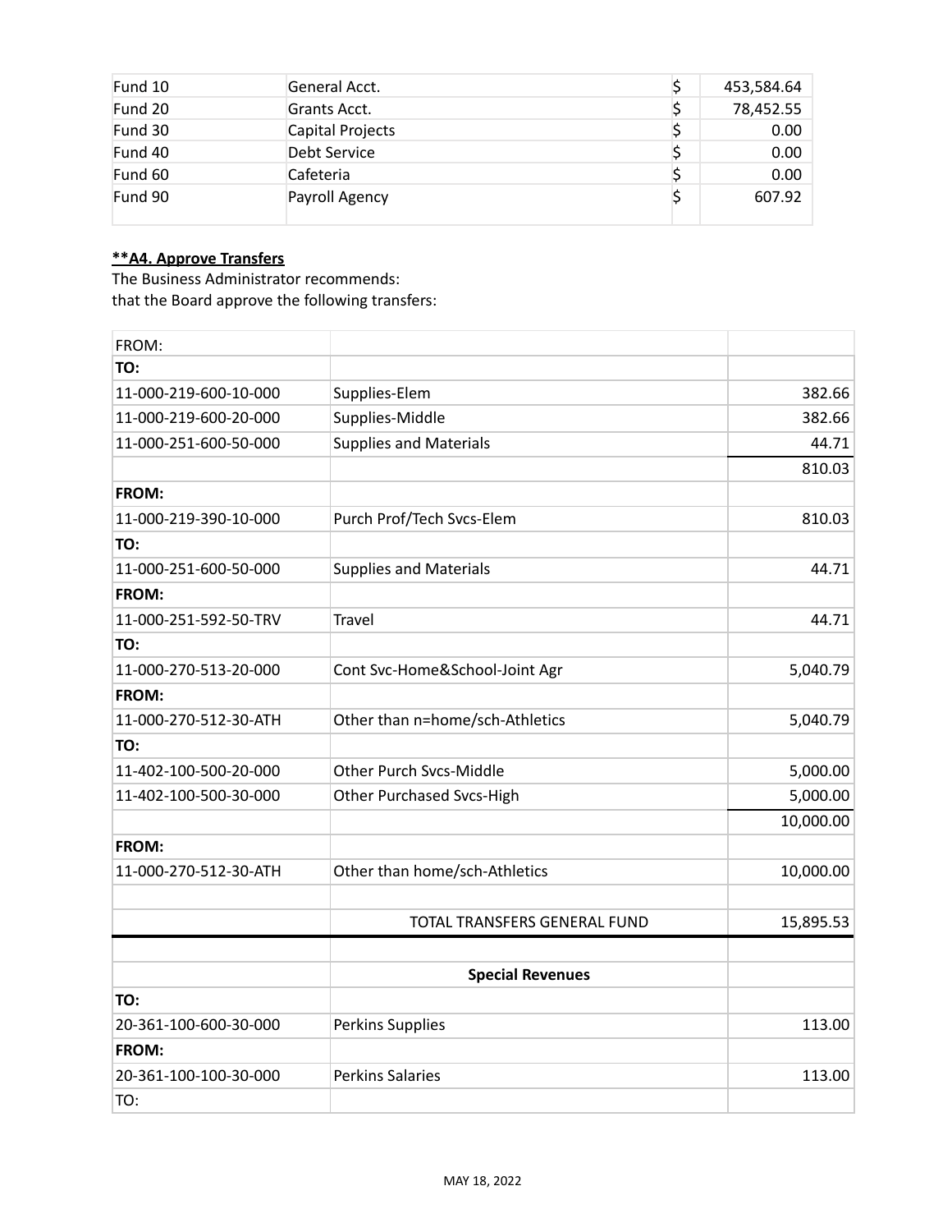| Fund 10 | General Acct. | $ | 453,584.64 |
|---|---|---|---|
| Fund 20 | Grants Acct. | $ | 78,452.55 |
| Fund 30 | Capital Projects | $ | 0.00 |
| Fund 40 | Debt Service | $ | 0.00 |
| Fund 60 | Cafeteria | $ | 0.00 |
| Fund 90 | Payroll Agency | $ | 607.92 |

**\*\*A4. Approve Transfers**

The Business Administrator recommends:
that the Board approve the following transfers:

| FROM: | | |
|---|---|---|
| **TO:** | | |
| 11-000-219-600-10-000 | Supplies-Elem | 382.66 |
| 11-000-219-600-20-000 | Supplies-Middle | 382.66 |
| 11-000-251-600-50-000 | Supplies and Materials | 44.71 |
| | | 810.03 |
| **FROM:** | | |
| 11-000-219-390-10-000 | Purch Prof/Tech Svcs-Elem | 810.03 |
| **TO:** | | |
| 11-000-251-600-50-000 | Supplies and Materials | 44.71 |
| **FROM:** | | |
| 11-000-251-592-50-TRV | Travel | 44.71 |
| **TO:** | | |
| 11-000-270-513-20-000 | Cont Svc-Home&School-Joint Agr | 5,040.79 |
| **FROM:** | | |
| 11-000-270-512-30-ATH | Other than n=home/sch-Athletics | 5,040.79 |
| **TO:** | | |
| 11-402-100-500-20-000 | Other Purch Svcs-Middle | 5,000.00 |
| 11-402-100-500-30-000 | Other Purchased Svcs-High | 5,000.00 |
| | | 10,000.00 |
| **FROM:** | | |
| 11-000-270-512-30-ATH | Other than home/sch-Athletics | 10,000.00 |
| | | |
| | TOTAL TRANSFERS GENERAL FUND | 15,895.53 |
| | | |
| | **Special Revenues** | |
| **TO:** | | |
| 20-361-100-600-30-000 | Perkins Supplies | 113.00 |
| **FROM:** | | |
| 20-361-100-100-30-000 | Perkins Salaries | 113.00 |
| TO: | | |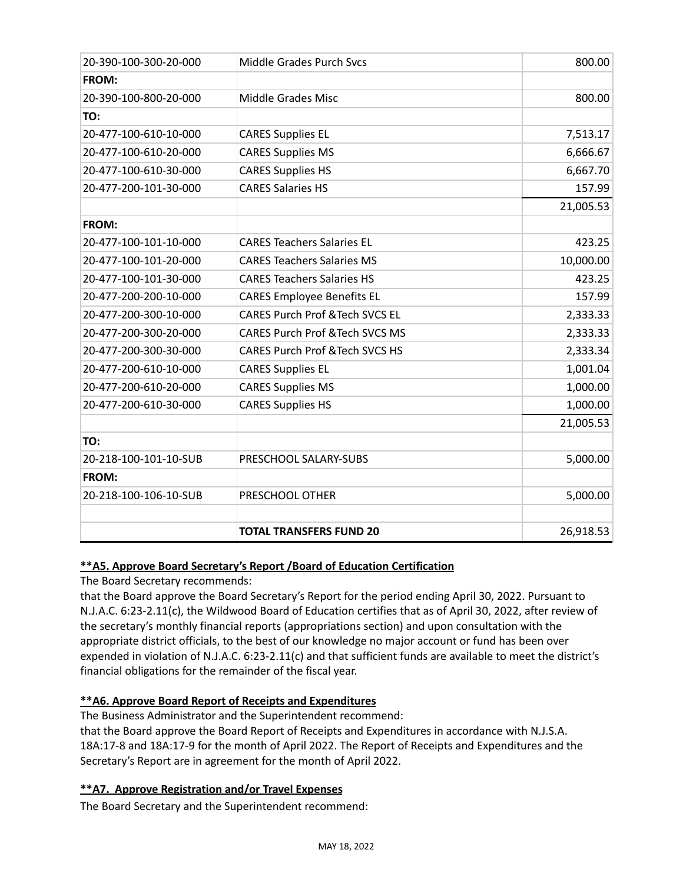| | | |
|---|---|---|
| 20-390-100-300-20-000 | Middle Grades Purch Svcs | 800.00 |
| **FROM:** | | |
| 20-390-100-800-20-000 | Middle Grades Misc | 800.00 |
| **TO:** | | |
| 20-477-100-610-10-000 | CARES Supplies EL | 7,513.17 |
| 20-477-100-610-20-000 | CARES Supplies MS | 6,666.67 |
| 20-477-100-610-30-000 | CARES Supplies HS | 6,667.70 |
| 20-477-200-101-30-000 | CARES Salaries HS | 157.99 |
| | | 21,005.53 |
| **FROM:** | | |
| 20-477-100-101-10-000 | CARES Teachers Salaries EL | 423.25 |
| 20-477-100-101-20-000 | CARES Teachers Salaries MS | 10,000.00 |
| 20-477-100-101-30-000 | CARES Teachers Salaries HS | 423.25 |
| 20-477-200-200-10-000 | CARES Employee Benefits EL | 157.99 |
| 20-477-200-300-10-000 | CARES Purch Prof &Tech SVCS EL | 2,333.33 |
| 20-477-200-300-20-000 | CARES Purch Prof &Tech SVCS MS | 2,333.33 |
| 20-477-200-300-30-000 | CARES Purch Prof &Tech SVCS HS | 2,333.34 |
| 20-477-200-610-10-000 | CARES Supplies EL | 1,001.04 |
| 20-477-200-610-20-000 | CARES Supplies MS | 1,000.00 |
| 20-477-200-610-30-000 | CARES Supplies HS | 1,000.00 |
| | | 21,005.53 |
| **TO:** | | |
| 20-218-100-101-10-SUB | PRESCHOOL SALARY-SUBS | 5,000.00 |
| **FROM:** | | |
| 20-218-100-106-10-SUB | PRESCHOOL OTHER | 5,000.00 |
| | | |
| | **TOTAL TRANSFERS FUND 20** | 26,918.53 |

**<u>**A5. Approve Board Secretary's Report /Board of Education Certification</u>**

The Board Secretary recommends:

that the Board approve the Board Secretary's Report for the period ending April 30, 2022. Pursuant to N.J.A.C. 6:23-2.11(c), the Wildwood Board of Education certifies that as of April 30, 2022, after review of the secretary's monthly financial reports (appropriations section) and upon consultation with the appropriate district officials, to the best of our knowledge no major account or fund has been over expended in violation of N.J.A.C. 6:23-2.11(c) and that sufficient funds are available to meet the district's financial obligations for the remainder of the fiscal year.

**<u>**A6. Approve Board Report of Receipts and Expenditures</u>**

The Business Administrator and the Superintendent recommend:

that the Board approve the Board Report of Receipts and Expenditures in accordance with N.J.S.A. 18A:17-8 and 18A:17-9 for the month of April 2022. The Report of Receipts and Expenditures and the Secretary's Report are in agreement for the month of April 2022.

**<u>**A7. Approve Registration and/or Travel Expenses</u>**

The Board Secretary and the Superintendent recommend: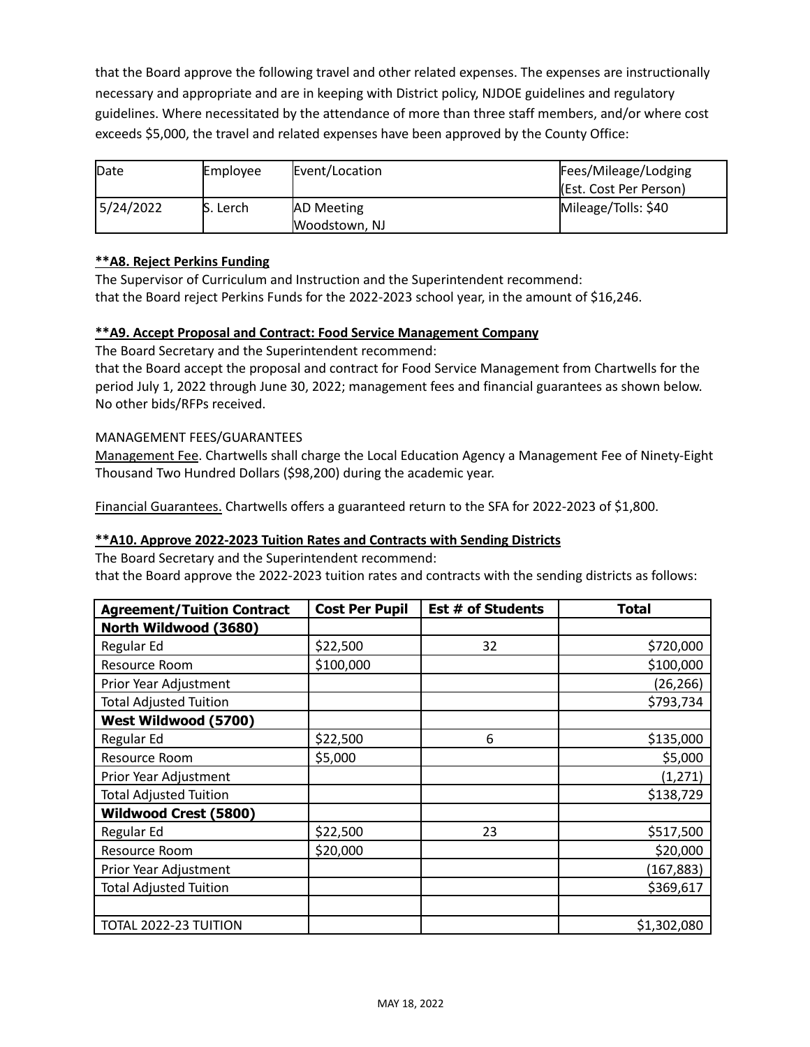that the Board approve the following travel and other related expenses. The expenses are instructionally necessary and appropriate and are in keeping with District policy, NJDOE guidelines and regulatory guidelines. Where necessitated by the attendance of more than three staff members, and/or where cost exceeds $5,000, the travel and related expenses have been approved by the County Office:

| Date | Employee | Event/Location | Fees/Mileage/Lodging (Est. Cost Per Person) |
|---|---|---|---|
| 5/24/2022 | S. Lerch | AD Meeting Woodstown, NJ | Mileage/Tolls: $40 |

**<u>**A8. Reject Perkins Funding</u>**

The Supervisor of Curriculum and Instruction and the Superintendent recommend:
that the Board reject Perkins Funds for the 2022-2023 school year, in the amount of $16,246.

**<u>**A9. Accept Proposal and Contract: Food Service Management Company</u>**

The Board Secretary and the Superintendent recommend:
that the Board accept the proposal and contract for Food Service Management from Chartwells for the period July 1, 2022 through June 30, 2022; management fees and financial guarantees as shown below. No other bids/RFPs received.

MANAGEMENT FEES/GUARANTEES

<u>Management Fee</u>. Chartwells shall charge the Local Education Agency a Management Fee of Ninety-Eight Thousand Two Hundred Dollars ($98,200) during the academic year.

<u>Financial Guarantees.</u> Chartwells offers a guaranteed return to the SFA for 2022-2023 of $1,800.

**<u>**A10. Approve 2022-2023 Tuition Rates and Contracts with Sending Districts</u>**

The Board Secretary and the Superintendent recommend:
that the Board approve the 2022-2023 tuition rates and contracts with the sending districts as follows:

| Agreement/Tuition Contract | Cost Per Pupil | Est # of Students | Total |
|---|---|---|---|
| **North Wildwood (3680)** | | | |
| Regular Ed | $22,500 | 32 | $720,000 |
| Resource Room | $100,000 | | $100,000 |
| Prior Year Adjustment | | | (26,266) |
| Total Adjusted Tuition | | | $793,734 |
| **West Wildwood (5700)** | | | |
| Regular Ed | $22,500 | 6 | $135,000 |
| Resource Room | $5,000 | | $5,000 |
| Prior Year Adjustment | | | (1,271) |
| Total Adjusted Tuition | | | $138,729 |
| **Wildwood Crest (5800)** | | | |
| Regular Ed | $22,500 | 23 | $517,500 |
| Resource Room | $20,000 | | $20,000 |
| Prior Year Adjustment | | | (167,883) |
| Total Adjusted Tuition | | | $369,617 |
| | | | |
| TOTAL 2022-23 TUITION | | | $1,302,080 |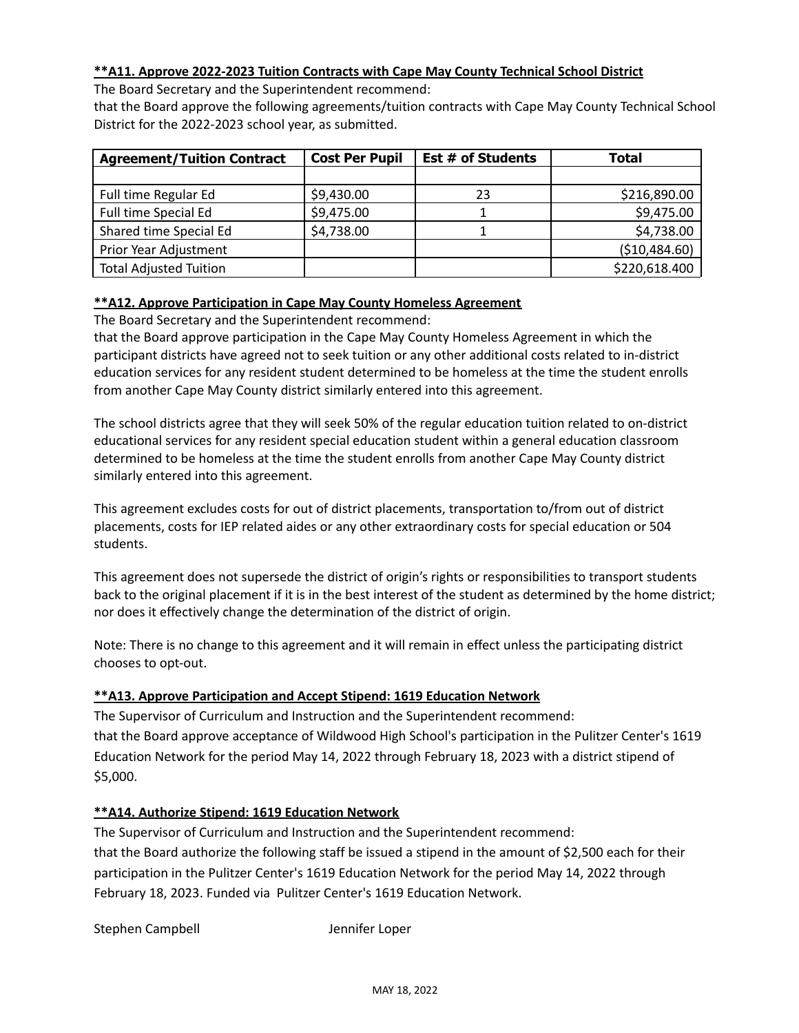**\*\*A11. Approve 2022-2023 Tuition Contracts with Cape May County Technical School District**

The Board Secretary and the Superintendent recommend:
that the Board approve the following agreements/tuition contracts with Cape May County Technical School District for the 2022-2023 school year, as submitted.

| Agreement/Tuition Contract | Cost Per Pupil | Est # of Students | Total |
|---|---|---|---|
| | | | |
| Full time Regular Ed | $9,430.00 | 23 | $216,890.00 |
| Full time Special Ed | $9,475.00 | 1 | $9,475.00 |
| Shared time Special Ed | $4,738.00 | 1 | $4,738.00 |
| Prior Year Adjustment | | | ($10,484.60) |
| Total Adjusted Tuition | | | $220,618.400 |

**\*\*A12. Approve Participation in Cape May County Homeless Agreement**

The Board Secretary and the Superintendent recommend:
that the Board approve participation in the Cape May County Homeless Agreement in which the participant districts have agreed not to seek tuition or any other additional costs related to in-district education services for any resident student determined to be homeless at the time the student enrolls from another Cape May County district similarly entered into this agreement.

The school districts agree that they will seek 50% of the regular education tuition related to on-district educational services for any resident special education student within a general education classroom determined to be homeless at the time the student enrolls from another Cape May County district similarly entered into this agreement.

This agreement excludes costs for out of district placements, transportation to/from out of district placements, costs for IEP related aides or any other extraordinary costs for special education or 504 students.

This agreement does not supersede the district of origin's rights or responsibilities to transport students back to the original placement if it is in the best interest of the student as determined by the home district; nor does it effectively change the determination of the district of origin.

Note: There is no change to this agreement and it will remain in effect unless the participating district chooses to opt-out.

**\*\*A13. Approve Participation and Accept Stipend: 1619 Education Network**

The Supervisor of Curriculum and Instruction and the Superintendent recommend:
that the Board approve acceptance of Wildwood High School's participation in the Pulitzer Center's 1619 Education Network for the period May 14, 2022 through February 18, 2023 with a district stipend of $5,000.

**\*\*A14. Authorize Stipend: 1619 Education Network**

The Supervisor of Curriculum and Instruction and the Superintendent recommend:
that the Board authorize the following staff be issued a stipend in the amount of $2,500 each for their participation in the Pulitzer Center's 1619 Education Network for the period May 14, 2022 through February 18, 2023. Funded via Pulitzer Center's 1619 Education Network.

Stephen Campbell　　　　Jennifer Loper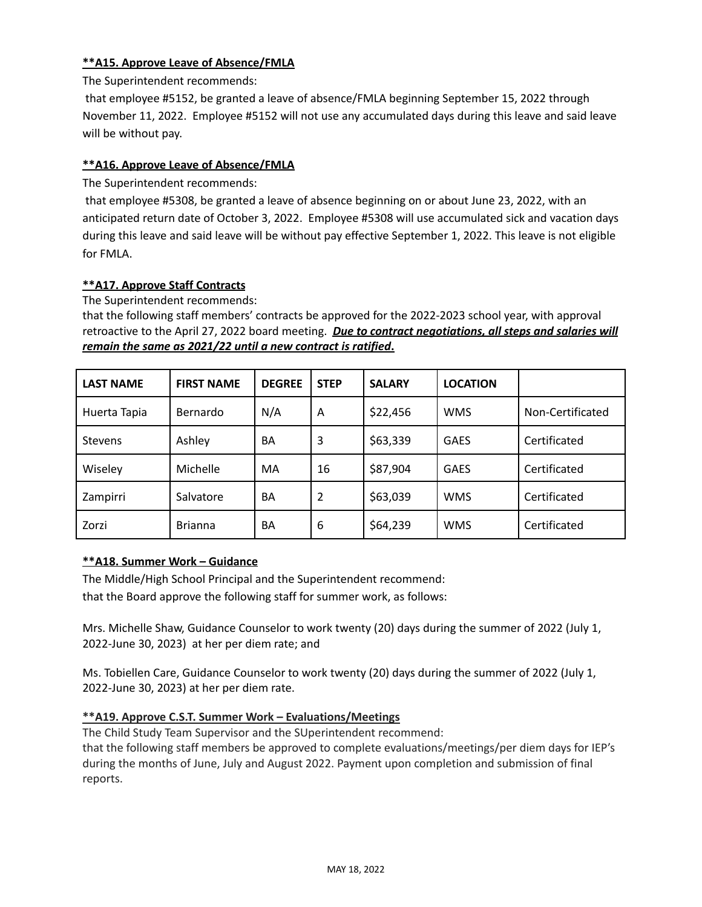**\*\*A15. Approve Leave of Absence/FMLA**

The Superintendent recommends:

that employee #5152, be granted a leave of absence/FMLA beginning September 15, 2022 through November 11, 2022. Employee #5152 will not use any accumulated days during this leave and said leave will be without pay.

**\*\*A16. Approve Leave of Absence/FMLA**

The Superintendent recommends:

that employee #5308, be granted a leave of absence beginning on or about June 23, 2022, with an anticipated return date of October 3, 2022. Employee #5308 will use accumulated sick and vacation days during this leave and said leave will be without pay effective September 1, 2022. This leave is not eligible for FMLA.

**\*\*A17. Approve Staff Contracts**

The Superintendent recommends:

that the following staff members' contracts be approved for the 2022-2023 school year, with approval retroactive to the April 27, 2022 board meeting. ***Due to contract negotiations, all steps and salaries will remain the same as 2021/22 until a new contract is ratified.***

| LAST NAME | FIRST NAME | DEGREE | STEP | SALARY | LOCATION | |
|---|---|---|---|---|---|---|
| Huerta Tapia | Bernardo | N/A | A | $22,456 | WMS | Non-Certificated |
| Stevens | Ashley | BA | 3 | $63,339 | GAES | Certificated |
| Wiseley | Michelle | MA | 16 | $87,904 | GAES | Certificated |
| Zampirri | Salvatore | BA | 2 | $63,039 | WMS | Certificated |
| Zorzi | Brianna | BA | 6 | $64,239 | WMS | Certificated |

**\*\*A18. Summer Work – Guidance**

The Middle/High School Principal and the Superintendent recommend:

that the Board approve the following staff for summer work, as follows:

Mrs. Michelle Shaw, Guidance Counselor to work twenty (20) days during the summer of 2022 (July 1, 2022-June 30, 2023) at her per diem rate; and

Ms. Tobiellen Care, Guidance Counselor to work twenty (20) days during the summer of 2022 (July 1, 2022-June 30, 2023) at her per diem rate.

**\*\*A19. Approve C.S.T. Summer Work – Evaluations/Meetings**

The Child Study Team Supervisor and the SUperintendent recommend:

that the following staff members be approved to complete evaluations/meetings/per diem days for IEP's during the months of June, July and August 2022. Payment upon completion and submission of final reports.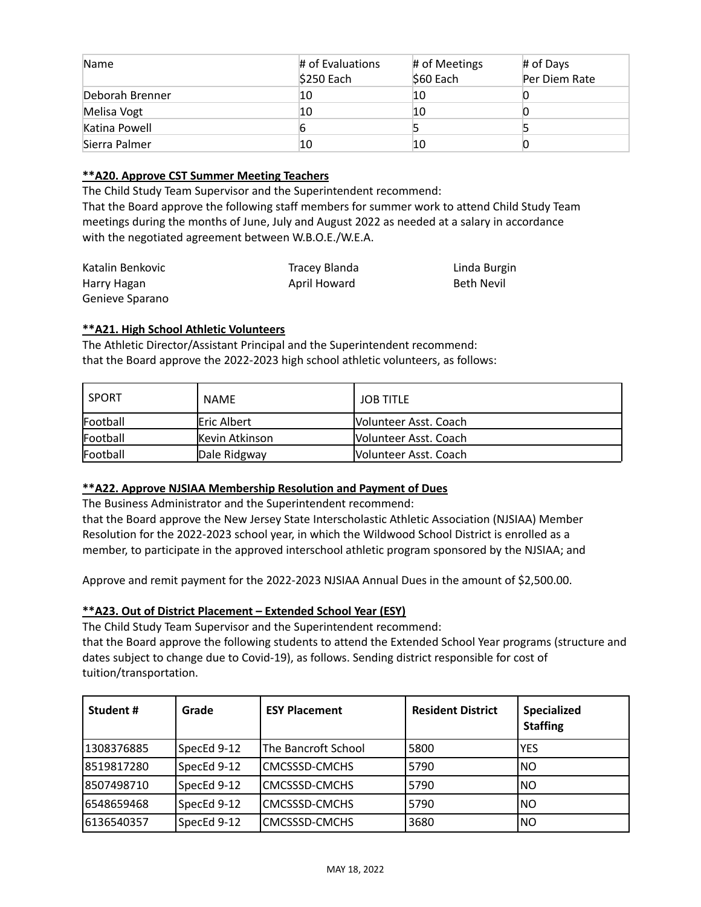| Name | # of Evaluations $250 Each | # of Meetings $60 Each | # of Days Per Diem Rate |
|---|---|---|---|
| Deborah Brenner | 10 | 10 | 0 |
| Melisa Vogt | 10 | 10 | 0 |
| Katina Powell | 6 | 5 | 5 |
| Sierra Palmer | 10 | 10 | 0 |

**<u>**A20. Approve CST Summer Meeting Teachers</u>**

The Child Study Team Supervisor and the Superintendent recommend:
That the Board approve the following staff members for summer work to attend Child Study Team meetings during the months of June, July and August 2022 as needed at a salary in accordance with the negotiated agreement between W.B.O.E./W.E.A.

Katalin Benkovic
Tracey Blanda
Linda Burgin
Harry Hagan
April Howard
Beth Nevil
Genieve Sparano

**<u>**A21. High School Athletic Volunteers</u>**

The Athletic Director/Assistant Principal and the Superintendent recommend:
that the Board approve the 2022-2023 high school athletic volunteers, as follows:

| SPORT | NAME | JOB TITLE |
|---|---|---|
| Football | Eric Albert | Volunteer Asst. Coach |
| Football | Kevin Atkinson | Volunteer Asst. Coach |
| Football | Dale Ridgway | Volunteer Asst. Coach |

**<u>**A22. Approve NJSIAA Membership Resolution and Payment of Dues</u>**

The Business Administrator and the Superintendent recommend:
that the Board approve the New Jersey State Interscholastic Athletic Association (NJSIAA) Member Resolution for the 2022-2023 school year, in which the Wildwood School District is enrolled as a member, to participate in the approved interschool athletic program sponsored by the NJSIAA; and

Approve and remit payment for the 2022-2023 NJSIAA Annual Dues in the amount of $2,500.00.

**<u>**A23. Out of District Placement – Extended School Year (ESY)</u>**

The Child Study Team Supervisor and the Superintendent recommend:
that the Board approve the following students to attend the Extended School Year programs (structure and dates subject to change due to Covid-19), as follows. Sending district responsible for cost of tuition/transportation.

| Student # | Grade | ESY Placement | Resident District | Specialized Staffing |
|---|---|---|---|---|
| 1308376885 | SpecEd 9-12 | The Bancroft School | 5800 | YES |
| 8519817280 | SpecEd 9-12 | CMCSSSD-CMCHS | 5790 | NO |
| 8507498710 | SpecEd 9-12 | CMCSSSD-CMCHS | 5790 | NO |
| 6548659468 | SpecEd 9-12 | CMCSSSD-CMCHS | 5790 | NO |
| 6136540357 | SpecEd 9-12 | CMCSSSD-CMCHS | 3680 | NO |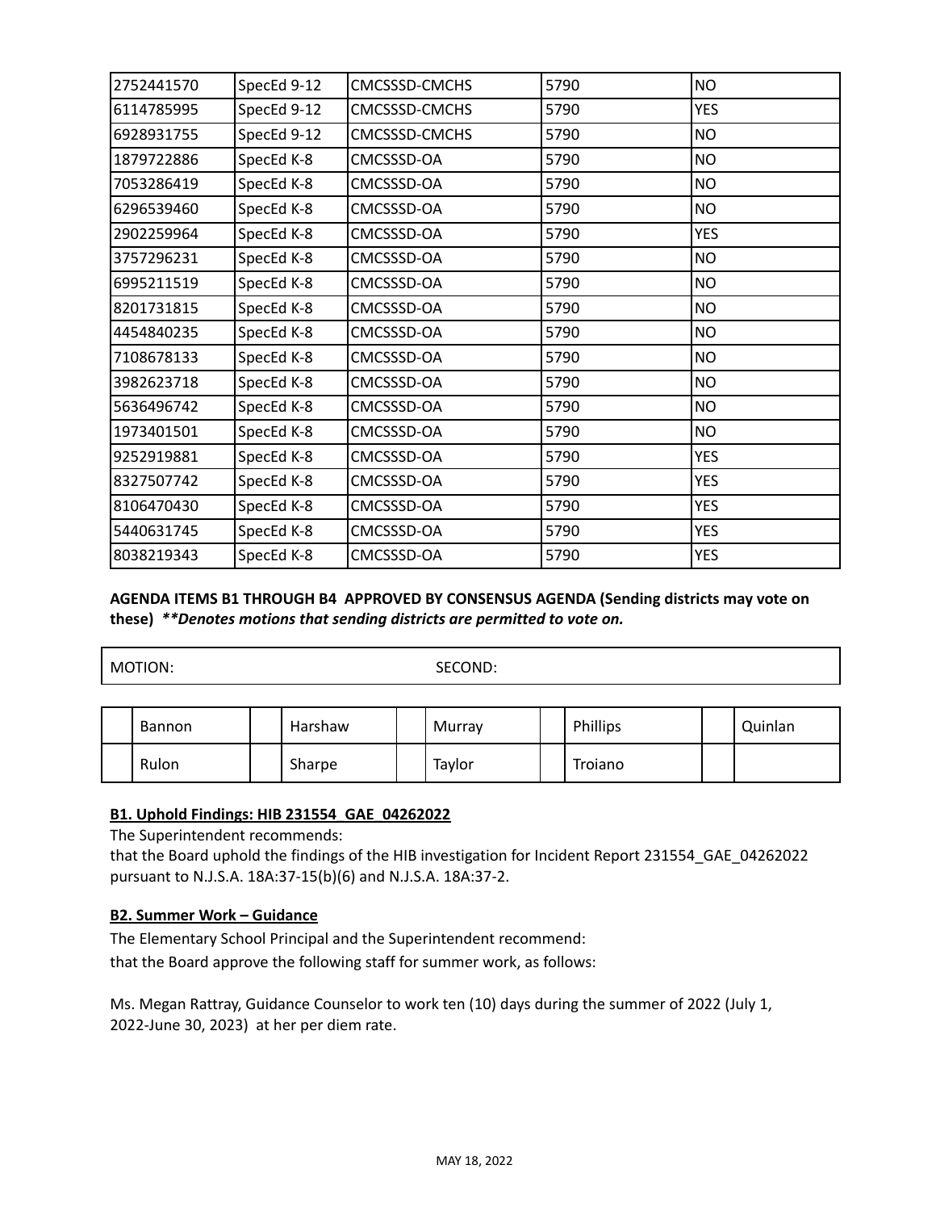| 2752441570 | SpecEd 9-12 | CMCSSSD-CMCHS | 5790 | NO |
|---|---|---|---|---|
| 6114785995 | SpecEd 9-12 | CMCSSSD-CMCHS | 5790 | YES |
| 6928931755 | SpecEd 9-12 | CMCSSSD-CMCHS | 5790 | NO |
| 1879722886 | SpecEd K-8 | CMCSSSD-OA | 5790 | NO |
| 7053286419 | SpecEd K-8 | CMCSSSD-OA | 5790 | NO |
| 6296539460 | SpecEd K-8 | CMCSSSD-OA | 5790 | NO |
| 2902259964 | SpecEd K-8 | CMCSSSD-OA | 5790 | YES |
| 3757296231 | SpecEd K-8 | CMCSSSD-OA | 5790 | NO |
| 6995211519 | SpecEd K-8 | CMCSSSD-OA | 5790 | NO |
| 8201731815 | SpecEd K-8 | CMCSSSD-OA | 5790 | NO |
| 4454840235 | SpecEd K-8 | CMCSSSD-OA | 5790 | NO |
| 7108678133 | SpecEd K-8 | CMCSSSD-OA | 5790 | NO |
| 3982623718 | SpecEd K-8 | CMCSSSD-OA | 5790 | NO |
| 5636496742 | SpecEd K-8 | CMCSSSD-OA | 5790 | NO |
| 1973401501 | SpecEd K-8 | CMCSSSD-OA | 5790 | NO |
| 9252919881 | SpecEd K-8 | CMCSSSD-OA | 5790 | YES |
| 8327507742 | SpecEd K-8 | CMCSSSD-OA | 5790 | YES |
| 8106470430 | SpecEd K-8 | CMCSSSD-OA | 5790 | YES |
| 5440631745 | SpecEd K-8 | CMCSSSD-OA | 5790 | YES |
| 8038219343 | SpecEd K-8 | CMCSSSD-OA | 5790 | YES |

**AGENDA ITEMS B1 THROUGH B4 APPROVED BY CONSENSUS AGENDA (Sending districts may vote on these)** ***\*\*Denotes motions that sending districts are permitted to vote on.***

| MOTION: | SECOND: |
|---|---|

| | Bannon | | Harshaw | | Murray | | Phillips | | Quinlan |
|---|---|---|---|---|---|---|---|---|---|
| | Rulon | | Sharpe | | Taylor | | Troiano | | |

**B1. Uphold Findings: HIB 231554_GAE_04262022**

The Superintendent recommends:

that the Board uphold the findings of the HIB investigation for Incident Report 231554_GAE_04262022 pursuant to N.J.S.A. 18A:37-15(b)(6) and N.J.S.A. 18A:37-2.

**B2. Summer Work – Guidance**

The Elementary School Principal and the Superintendent recommend:

that the Board approve the following staff for summer work, as follows:

Ms. Megan Rattray, Guidance Counselor to work ten (10) days during the summer of 2022 (July 1, 2022-June 30, 2023) at her per diem rate.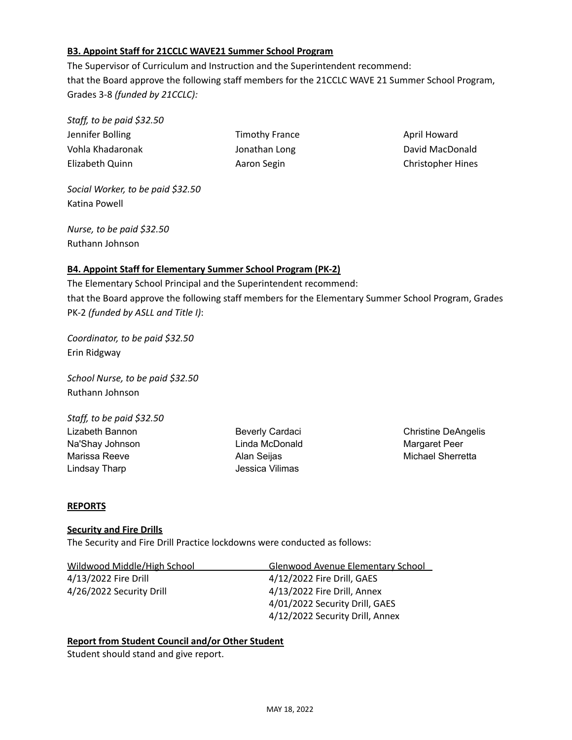**B3. Appoint Staff for 21CCLC WAVE21 Summer School Program**

The Supervisor of Curriculum and Instruction and the Superintendent recommend:
that the Board approve the following staff members for the 21CCLC WAVE 21 Summer School Program, Grades 3-8 *(funded by 21CCLC):*

*Staff, to be paid $32.50*

| | | |
|---|---|---|
| Jennifer Bolling | Timothy France | April Howard |
| Vohla Khadaronak | Jonathan Long | David MacDonald |
| Elizabeth Quinn | Aaron Segin | Christopher Hines |

*Social Worker, to be paid $32.50*
Katina Powell

*Nurse, to be paid $32.50*
Ruthann Johnson

**B4. Appoint Staff for Elementary Summer School Program (PK-2)**

The Elementary School Principal and the Superintendent recommend:
that the Board approve the following staff members for the Elementary Summer School Program, Grades PK-2 *(funded by ASLL and Title I)*:

*Coordinator, to be paid $32.50*
Erin Ridgway

*School Nurse, to be paid $32.50*
Ruthann Johnson

*Staff, to be paid $32.50*

| | | |
|---|---|---|
| Lizabeth Bannon | Beverly Cardaci | Christine DeAngelis |
| Na'Shay Johnson | Linda McDonald | Margaret Peer |
| Marissa Reeve | Alan Seijas | Michael Sherretta |
| Lindsay Tharp | Jessica Vilimas | |

**REPORTS**

**Security and Fire Drills**

The Security and Fire Drill Practice lockdowns were conducted as follows:

| Wildwood Middle/High School | Glenwood Avenue Elementary School |
|---|---|
| 4/13/2022 Fire Drill | 4/12/2022 Fire Drill, GAES |
| 4/26/2022 Security Drill | 4/13/2022 Fire Drill, Annex |
| | 4/01/2022 Security Drill, GAES |
| | 4/12/2022 Security Drill, Annex |

**Report from Student Council and/or Other Student**

Student should stand and give report.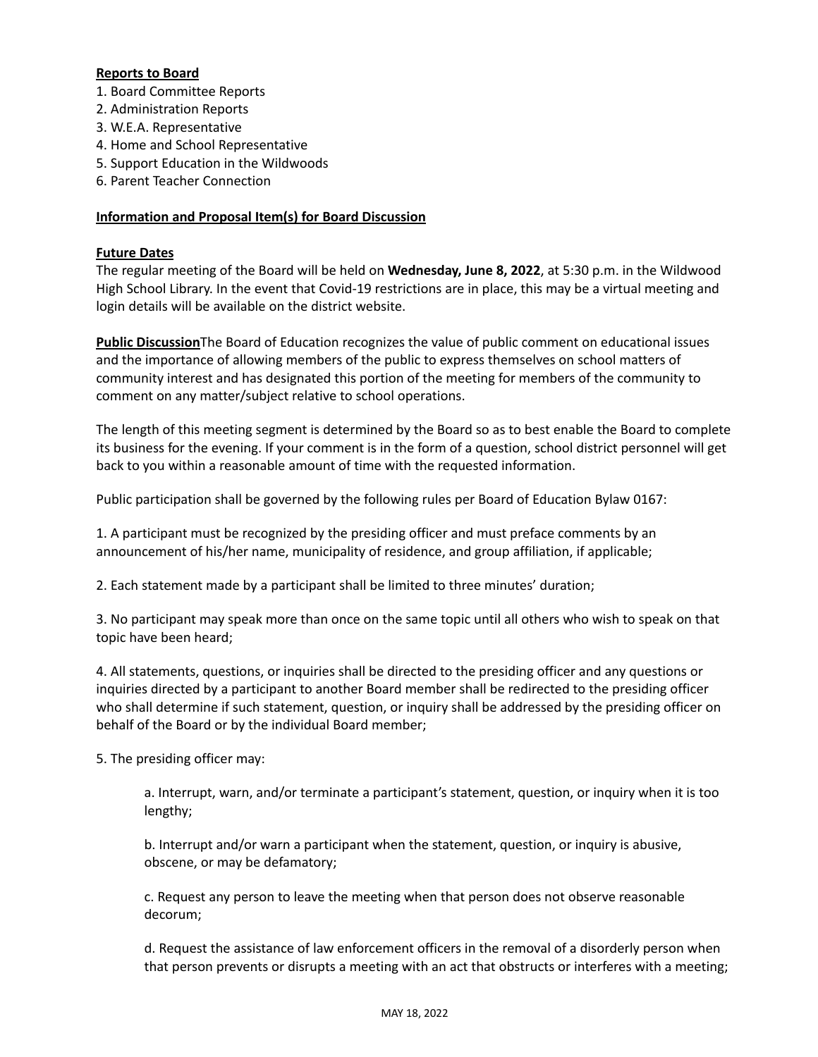**Reports to Board**

1. Board Committee Reports
2. Administration Reports
3. W.E.A. Representative
4. Home and School Representative
5. Support Education in the Wildwoods
6. Parent Teacher Connection

**Information and Proposal Item(s) for Board Discussion**

**Future Dates**

The regular meeting of the Board will be held on **Wednesday, June 8, 2022**, at 5:30 p.m. in the Wildwood High School Library. In the event that Covid-19 restrictions are in place, this may be a virtual meeting and login details will be available on the district website.

**Public Discussion**The Board of Education recognizes the value of public comment on educational issues and the importance of allowing members of the public to express themselves on school matters of community interest and has designated this portion of the meeting for members of the community to comment on any matter/subject relative to school operations.

The length of this meeting segment is determined by the Board so as to best enable the Board to complete its business for the evening. If your comment is in the form of a question, school district personnel will get back to you within a reasonable amount of time with the requested information.

Public participation shall be governed by the following rules per Board of Education Bylaw 0167:

1. A participant must be recognized by the presiding officer and must preface comments by an announcement of his/her name, municipality of residence, and group affiliation, if applicable;

2. Each statement made by a participant shall be limited to three minutes' duration;

3. No participant may speak more than once on the same topic until all others who wish to speak on that topic have been heard;

4. All statements, questions, or inquiries shall be directed to the presiding officer and any questions or inquiries directed by a participant to another Board member shall be redirected to the presiding officer who shall determine if such statement, question, or inquiry shall be addressed by the presiding officer on behalf of the Board or by the individual Board member;

5. The presiding officer may:

   a. Interrupt, warn, and/or terminate a participant's statement, question, or inquiry when it is too lengthy;

   b. Interrupt and/or warn a participant when the statement, question, or inquiry is abusive, obscene, or may be defamatory;

   c. Request any person to leave the meeting when that person does not observe reasonable decorum;

   d. Request the assistance of law enforcement officers in the removal of a disorderly person when that person prevents or disrupts a meeting with an act that obstructs or interferes with a meeting;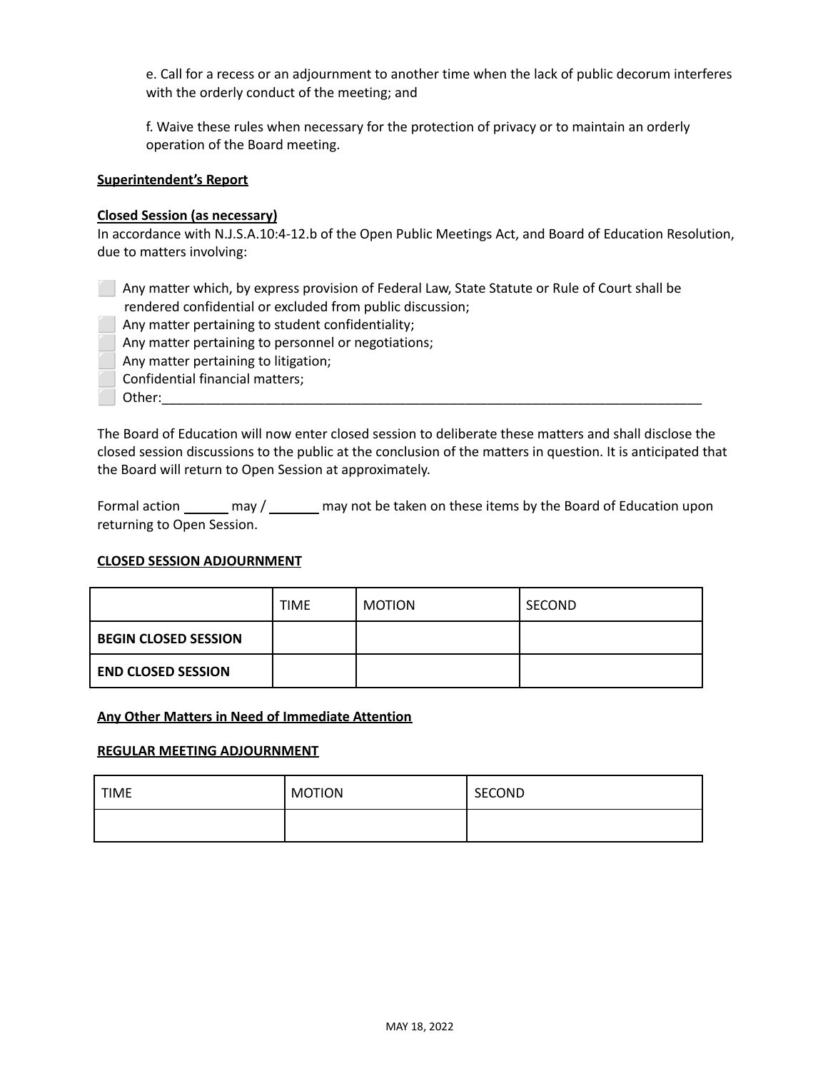e. Call for a recess or an adjournment to another time when the lack of public decorum interferes with the orderly conduct of the meeting; and

f. Waive these rules when necessary for the protection of privacy or to maintain an orderly operation of the Board meeting.

**Superintendent's Report**

**Closed Session (as necessary)**

In accordance with N.J.S.A.10:4-12.b of the Open Public Meetings Act, and Board of Education Resolution, due to matters involving:

- ⬜ Any matter which, by express provision of Federal Law, State Statute or Rule of Court shall be rendered confidential or excluded from public discussion;
- ⬜ Any matter pertaining to student confidentiality;
- ⬜ Any matter pertaining to personnel or negotiations;
- ⬜ Any matter pertaining to litigation;
- ⬜ Confidential financial matters;
- ⬜ Other:_____________________________________________________________________________

The Board of Education will now enter closed session to deliberate these matters and shall disclose the closed session discussions to the public at the conclusion of the matters in question. It is anticipated that the Board will return to Open Session at approximately.

Formal action ______ may / _______ may not be taken on these items by the Board of Education upon returning to Open Session.

**CLOSED SESSION ADJOURNMENT**

| | TIME | MOTION | SECOND |
|---|---|---|---|
| **BEGIN CLOSED SESSION** | | | |
| **END CLOSED SESSION** | | | |

**Any Other Matters in Need of Immediate Attention**

**REGULAR MEETING ADJOURNMENT**

| TIME | MOTION | SECOND |
|---|---|---|
| | | |

MAY 18, 2022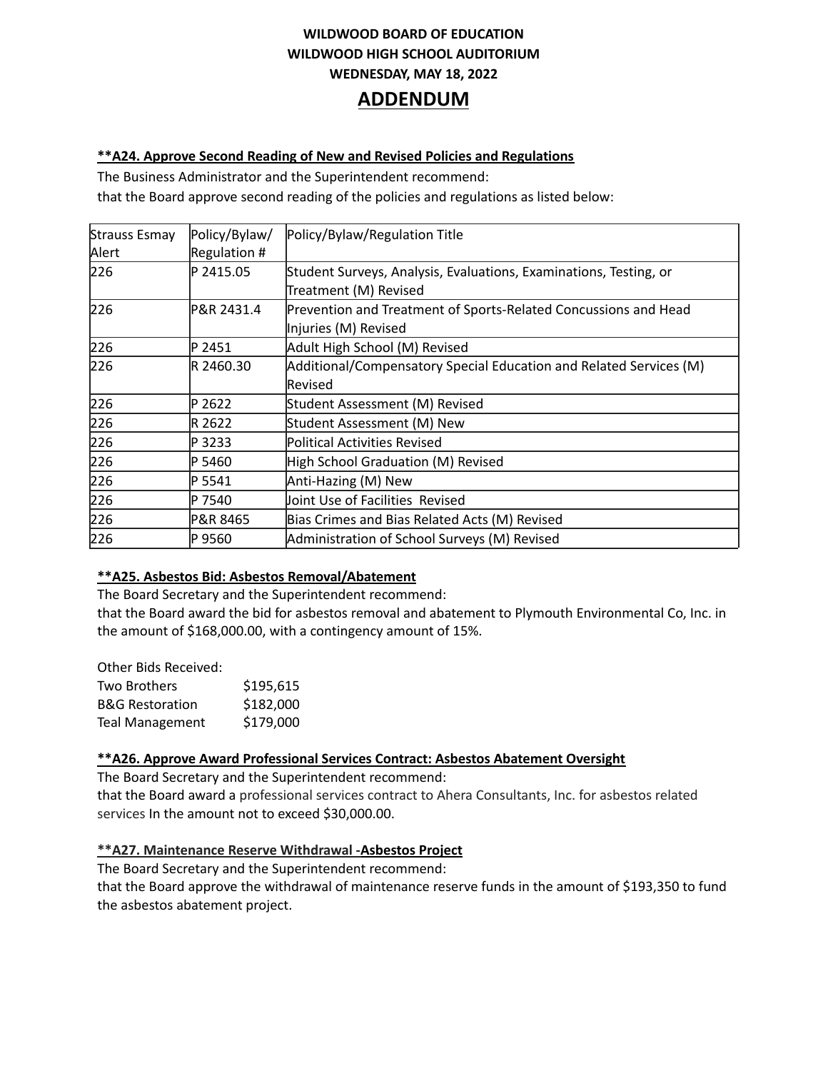**WILDWOOD BOARD OF EDUCATION**
**WILDWOOD HIGH SCHOOL AUDITORIUM**
**WEDNESDAY, MAY 18, 2022**

# ADDENDUM

**<u>**A24. Approve Second Reading of New and Revised Policies and Regulations</u>**

The Business Administrator and the Superintendent recommend:
that the Board approve second reading of the policies and regulations as listed below:

| Strauss Esmay Alert | Policy/Bylaw/ Regulation # | Policy/Bylaw/Regulation Title |
|---|---|---|
| 226 | P 2415.05 | Student Surveys, Analysis, Evaluations, Examinations, Testing, or Treatment (M) Revised |
| 226 | P&R 2431.4 | Prevention and Treatment of Sports-Related Concussions and Head Injuries (M) Revised |
| 226 | P 2451 | Adult High School (M) Revised |
| 226 | R 2460.30 | Additional/Compensatory Special Education and Related Services (M) Revised |
| 226 | P 2622 | Student Assessment (M) Revised |
| 226 | R 2622 | Student Assessment (M) New |
| 226 | P 3233 | Political Activities Revised |
| 226 | P 5460 | High School Graduation (M) Revised |
| 226 | P 5541 | Anti-Hazing (M) New |
| 226 | P 7540 | Joint Use of Facilities Revised |
| 226 | P&R 8465 | Bias Crimes and Bias Related Acts (M) Revised |
| 226 | P 9560 | Administration of School Surveys (M) Revised |

**<u>**A25. Asbestos Bid: Asbestos Removal/Abatement</u>**

The Board Secretary and the Superintendent recommend:
that the Board award the bid for asbestos removal and abatement to Plymouth Environmental Co, Inc. in the amount of $168,000.00, with a contingency amount of 15%.

Other Bids Received:

| | |
|---|---|
| Two Brothers | $195,615 |
| B&G Restoration | $182,000 |
| Teal Management | $179,000 |

**<u>**A26. Approve Award Professional Services Contract: Asbestos Abatement Oversight</u>**

The Board Secretary and the Superintendent recommend:
that the Board award a professional services contract to Ahera Consultants, Inc. for asbestos related services In the amount not to exceed $30,000.00.

**<u>**A27. Maintenance Reserve Withdrawal -Asbestos Project</u>**

The Board Secretary and the Superintendent recommend:
that the Board approve the withdrawal of maintenance reserve funds in the amount of $193,350 to fund the asbestos abatement project.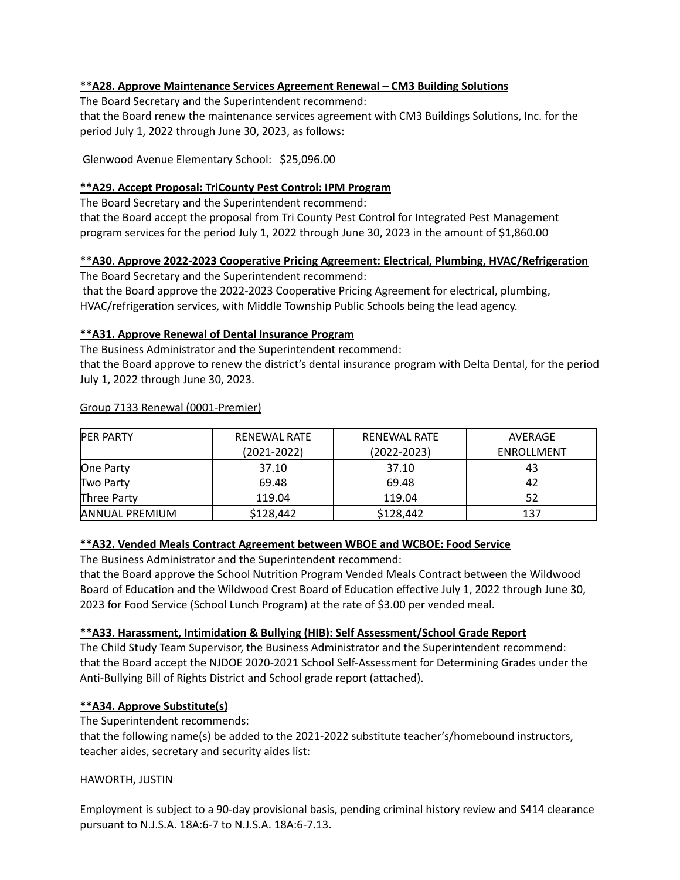**\*\*A28. Approve Maintenance Services Agreement Renewal – CM3 Building Solutions**

The Board Secretary and the Superintendent recommend:
that the Board renew the maintenance services agreement with CM3 Buildings Solutions, Inc. for the period July 1, 2022 through June 30, 2023, as follows:

Glenwood Avenue Elementary School: $25,096.00

**\*\*A29. Accept Proposal: TriCounty Pest Control: IPM Program**

The Board Secretary and the Superintendent recommend:
that the Board accept the proposal from Tri County Pest Control for Integrated Pest Management program services for the period July 1, 2022 through June 30, 2023 in the amount of $1,860.00

**\*\*A30. Approve 2022-2023 Cooperative Pricing Agreement: Electrical, Plumbing, HVAC/Refrigeration**

The Board Secretary and the Superintendent recommend:
that the Board approve the 2022-2023 Cooperative Pricing Agreement for electrical, plumbing, HVAC/refrigeration services, with Middle Township Public Schools being the lead agency.

**\*\*A31. Approve Renewal of Dental Insurance Program**

The Business Administrator and the Superintendent recommend:
that the Board approve to renew the district's dental insurance program with Delta Dental, for the period July 1, 2022 through June 30, 2023.

Group 7133 Renewal (0001-Premier)

| PER PARTY | RENEWAL RATE (2021-2022) | RENEWAL RATE (2022-2023) | AVERAGE ENROLLMENT |
|---|---|---|---|
| One Party | 37.10 | 37.10 | 43 |
| Two Party | 69.48 | 69.48 | 42 |
| Three Party | 119.04 | 119.04 | 52 |
| ANNUAL PREMIUM | $128,442 | $128,442 | 137 |

**\*\*A32. Vended Meals Contract Agreement between WBOE and WCBOE: Food Service**

The Business Administrator and the Superintendent recommend:
that the Board approve the School Nutrition Program Vended Meals Contract between the Wildwood Board of Education and the Wildwood Crest Board of Education effective July 1, 2022 through June 30, 2023 for Food Service (School Lunch Program) at the rate of $3.00 per vended meal.

**\*\*A33. Harassment, Intimidation & Bullying (HIB): Self Assessment/School Grade Report**

The Child Study Team Supervisor, the Business Administrator and the Superintendent recommend:
that the Board accept the NJDOE 2020-2021 School Self-Assessment for Determining Grades under the Anti-Bullying Bill of Rights District and School grade report (attached).

**\*\*A34. Approve Substitute(s)**

The Superintendent recommends:
that the following name(s) be added to the 2021-2022 substitute teacher's/homebound instructors, teacher aides, secretary and security aides list:

HAWORTH, JUSTIN

Employment is subject to a 90-day provisional basis, pending criminal history review and S414 clearance pursuant to N.J.S.A. 18A:6-7 to N.J.S.A. 18A:6-7.13.